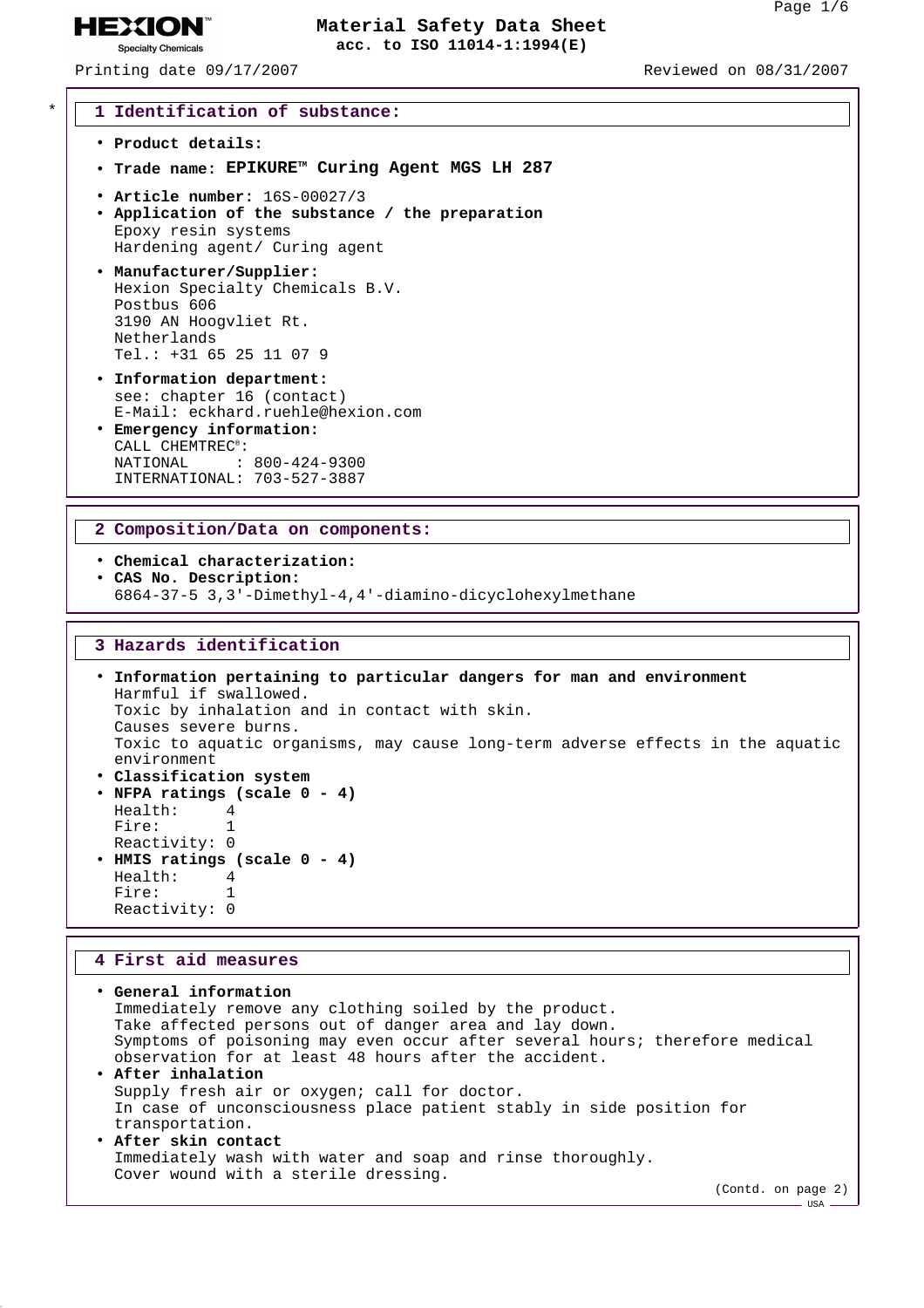# Material Safety Data Sheet

**acc. to ISO 11014-1:1994(E)**

Printing date 09/17/2007 Reviewed on 08/31/2007

## 1 Identification of substance:

- **Product details:**
- **Trade name: EPIKURE™ Curing Agent MGS LH 287**
- **Article number:** 16S-00027/3
- **Application of the substance / the preparation**
  Epoxy resin systems
  Hardening agent/ Curing agent
- **Manufacturer/Supplier:**
  Hexion Specialty Chemicals B.V.
  Postbus 606
  3190 AN Hoogvliet Rt.
  Netherlands
  Tel.: +31 65 25 11 07 9
- **Information department:**
  see: chapter 16 (contact)
  E-Mail: eckhard.ruehle@hexion.com
- **Emergency information:**
  CALL CHEMTREC®:
  NATIONAL : 800-424-9300
  INTERNATIONAL: 703-527-3887

## 2 Composition/Data on components:

- **Chemical characterization:**
- **CAS No. Description:**
  6864-37-5 3,3'-Dimethyl-4,4'-diamino-dicyclohexylmethane

## 3 Hazards identification

- **Information pertaining to particular dangers for man and environment**
  Harmful if swallowed.
  Toxic by inhalation and in contact with skin.
  Causes severe burns.
  Toxic to aquatic organisms, may cause long-term adverse effects in the aquatic environment
- **Classification system**
- **NFPA ratings (scale 0 - 4)**
  Health: 4
  Fire: 1
  Reactivity: 0
- **HMIS ratings (scale 0 - 4)**
  Health: 4
  Fire: 1
  Reactivity: 0

## 4 First aid measures

- **General information**
  Immediately remove any clothing soiled by the product.
  Take affected persons out of danger area and lay down.
  Symptoms of poisoning may even occur after several hours; therefore medical observation for at least 48 hours after the accident.
- **After inhalation**
  Supply fresh air or oxygen; call for doctor.
  In case of unconsciousness place patient stably in side position for transportation.
- **After skin contact**
  Immediately wash with water and soap and rinse thoroughly.
  Cover wound with a sterile dressing.

(Contd. on page 2)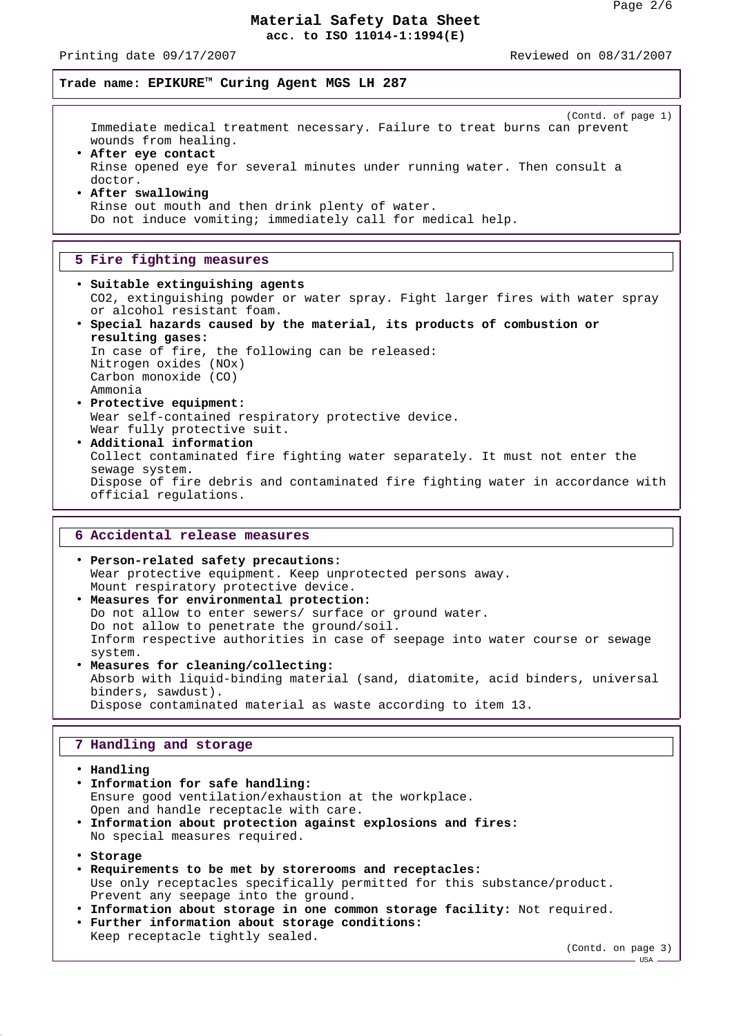**Trade name: EPIKURE™ Curing Agent MGS LH 287**

(Contd. of page 1)

Immediate medical treatment necessary. Failure to treat burns can prevent wounds from healing.

- **After eye contact**
  Rinse opened eye for several minutes under running water. Then consult a doctor.
- **After swallowing**
  Rinse out mouth and then drink plenty of water.
  Do not induce vomiting; immediately call for medical help.

## 5 Fire fighting measures

- **Suitable extinguishing agents**
  $CO_2$, extinguishing powder or water spray. Fight larger fires with water spray or alcohol resistant foam.
- **Special hazards caused by the material, its products of combustion or resulting gases:**
  In case of fire, the following can be released:
  Nitrogen oxides ($NO_x$)
  Carbon monoxide (CO)
  Ammonia
- **Protective equipment:**
  Wear self-contained respiratory protective device.
  Wear fully protective suit.
- **Additional information**
  Collect contaminated fire fighting water separately. It must not enter the sewage system.
  Dispose of fire debris and contaminated fire fighting water in accordance with official regulations.

## 6 Accidental release measures

- **Person-related safety precautions:**
  Wear protective equipment. Keep unprotected persons away.
  Mount respiratory protective device.
- **Measures for environmental protection:**
  Do not allow to enter sewers/ surface or ground water.
  Do not allow to penetrate the ground/soil.
  Inform respective authorities in case of seepage into water course or sewage system.
- **Measures for cleaning/collecting:**
  Absorb with liquid-binding material (sand, diatomite, acid binders, universal binders, sawdust).
  Dispose contaminated material as waste according to item 13.

## 7 Handling and storage

- **Handling**
- **Information for safe handling:**
  Ensure good ventilation/exhaustion at the workplace.
  Open and handle receptacle with care.
- **Information about protection against explosions and fires:**
  No special measures required.
- **Storage**
- **Requirements to be met by storerooms and receptacles:**
  Use only receptacles specifically permitted for this substance/product.
  Prevent any seepage into the ground.
- **Information about storage in one common storage facility:** Not required.
- **Further information about storage conditions:**
  Keep receptacle tightly sealed.

(Contd. on page 3)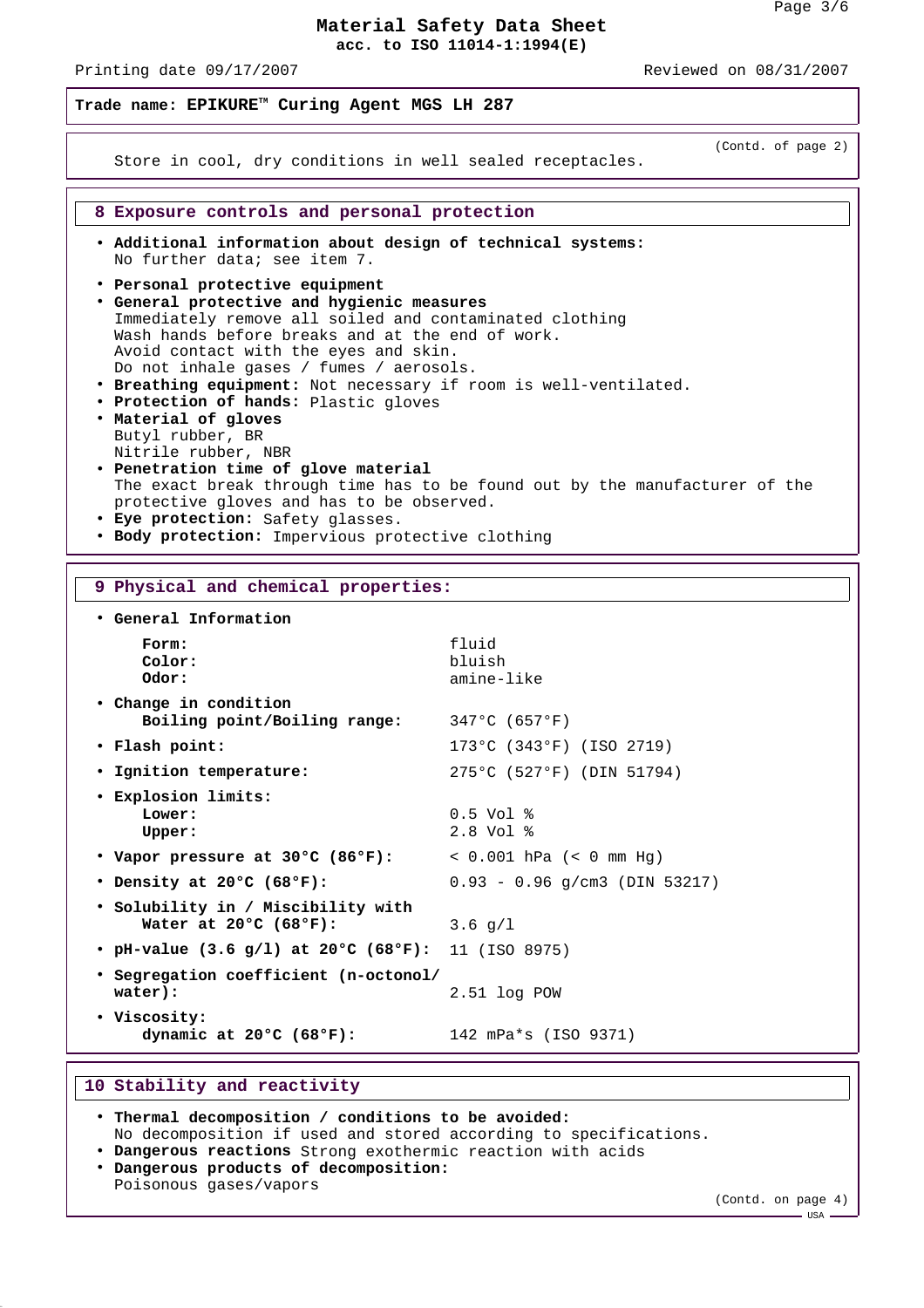**Trade name: EPIKURE™ Curing Agent MGS LH 287**

(Contd. of page 2)

Store in cool, dry conditions in well sealed receptacles.

## 8 Exposure controls and personal protection

- **Additional information about design of technical systems:** No further data; see item 7.
- **Personal protective equipment**
- **General protective and hygienic measures**
  Immediately remove all soiled and contaminated clothing
  Wash hands before breaks and at the end of work.
  Avoid contact with the eyes and skin.
  Do not inhale gases / fumes / aerosols.
- **Breathing equipment:** Not necessary if room is well-ventilated.
- **Protection of hands:** Plastic gloves
- **Material of gloves**
  Butyl rubber, BR
  Nitrile rubber, NBR
- **Penetration time of glove material**
  The exact break through time has to be found out by the manufacturer of the protective gloves and has to be observed.
- **Eye protection:** Safety glasses.
- **Body protection:** Impervious protective clothing

## 9 Physical and chemical properties:

- **General Information**

| | |
|---|---|
| **Form:** | fluid |
| **Color:** | bluish |
| **Odor:** | amine-like |

- **Change in condition**

| | |
|---|---|
| **Boiling point/Boiling range:** | 347°C (657°F) |
| **Flash point:** | 173°C (343°F) (ISO 2719) |
| **Ignition temperature:** | 275°C (527°F) (DIN 51794) |
| **Explosion limits:** | |
| **Lower:** | 0.5 Vol % |
| **Upper:** | 2.8 Vol % |
| **Vapor pressure at 30°C (86°F):** | < 0.001 hPa (< 0 mm Hg) |
| **Density at 20°C (68°F):** | 0.93 - 0.96 g/cm3 (DIN 53217) |
| **Solubility in / Miscibility with Water at 20°C (68°F):** | 3.6 g/l |
| **pH-value (3.6 g/l) at 20°C (68°F):** | 11 (ISO 8975) |
| **Segregation coefficient (n-octonol/water):** | 2.51 log POW |
| **Viscosity: dynamic at 20°C (68°F):** | 142 mPa*s (ISO 9371) |

## 10 Stability and reactivity

- **Thermal decomposition / conditions to be avoided:**
  No decomposition if used and stored according to specifications.
- **Dangerous reactions** Strong exothermic reaction with acids
- **Dangerous products of decomposition:**
  Poisonous gases/vapors

(Contd. on page 4)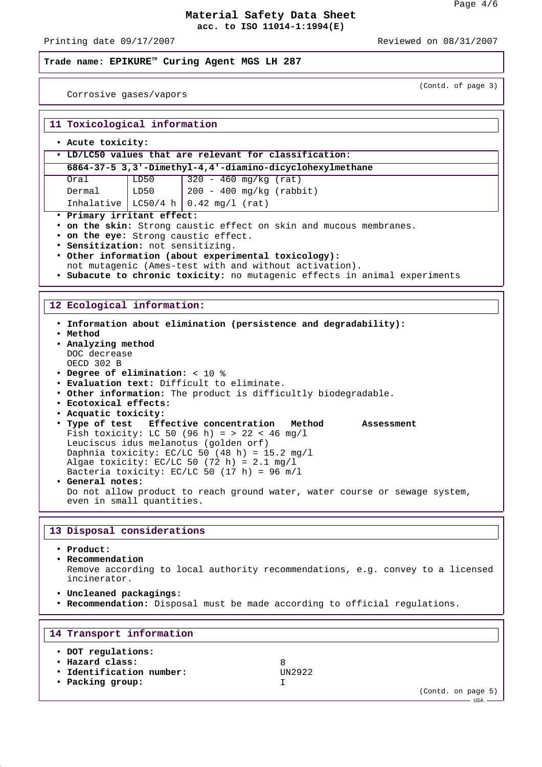Trade name: **EPIKURE™ Curing Agent MGS LH 287**

(Contd. of page 3)

Corrosive gases/vapors

## 11 Toxicological information

- **Acute toxicity:**
- **LD/LC50 values that are relevant for classification:**

| 6864-37-5 3,3'-Dimethyl-4,4'-diamino-dicyclohexylmethane | | |
|---|---|---|
| Oral | LD50 | 320 - 460 mg/kg (rat) |
| Dermal | LD50 | 200 - 400 mg/kg (rabbit) |
| Inhalative | LC50/4 h | 0.42 mg/l (rat) |

- **Primary irritant effect:**
- **on the skin:** Strong caustic effect on skin and mucous membranes.
- **on the eye:** Strong caustic effect.
- **Sensitization:** not sensitizing.
- **Other information (about experimental toxicology):** not mutagenic (Ames-test with and without activation).
- **Subacute to chronic toxicity:** no mutagenic effects in animal experiments

## 12 Ecological information:

- **Information about elimination (persistence and degradability):**
- **Method**
- **Analyzing method**
  DOC decrease
  OECD 302 B
- **Degree of elimination:** < 10 %
- **Evaluation text:** Difficult to eliminate.
- **Other information:** The product is difficultly biodegradable.
- **Ecotoxical effects:**
- **Acquatic toxicity:**
- **Type of test Effective concentration Method Assessment**
  Fish toxicity: LC 50 (96 h) = > 22 < 46 mg/l
  Leuciscus idus melanotus (golden orf)
  Daphnia toxicity: EC/LC 50 (48 h) = 15.2 mg/l
  Algae toxicity: EC/LC 50 (72 h) = 2.1 mg/l
  Bacteria toxicity: EC/LC 50 (17 h) = 96 m/l
- **General notes:**
  Do not allow product to reach ground water, water course or sewage system, even in small quantities.

## 13 Disposal considerations

- **Product:**
- **Recommendation**
  Remove according to local authority recommendations, e.g. convey to a licensed incinerator.
- **Uncleaned packagings:**
- **Recommendation:** Disposal must be made according to official regulations.

## 14 Transport information

- **DOT regulations:**
- **Hazard class:** 8
- **Identification number:** UN2922
- **Packing group:** I

(Contd. on page 5)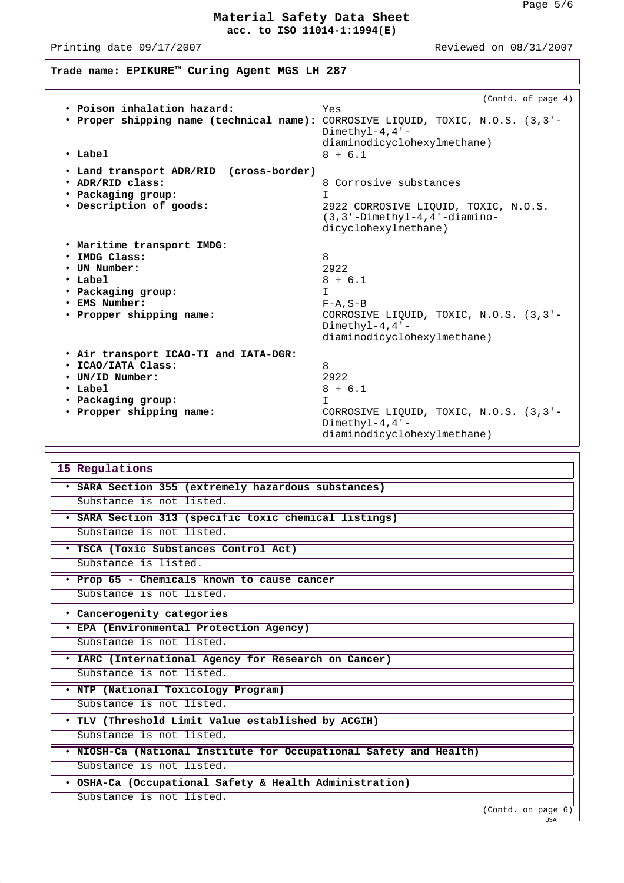Trade name: **EPIKURE™ Curing Agent MGS LH 287**

(Contd. of page 4)

- **Poison inhalation hazard:** Yes
- **Proper shipping name (technical name):** CORROSIVE LIQUID, TOXIC, N.O.S. (3,3'-Dimethyl-4,4'-diaminodicyclohexylmethane)
- **Label** 8 + 6.1

- **Land transport ADR/RID (cross-border)**
- **ADR/RID class:** 8 Corrosive substances
- **Packaging group:** I
- **Description of goods:** 2922 CORROSIVE LIQUID, TOXIC, N.O.S. (3,3'-Dimethyl-4,4'-diamino-dicyclohexylmethane)

- **Maritime transport IMDG:**
- **IMDG Class:** 8
- **UN Number:** 2922
- **Label** 8 + 6.1
- **Packaging group:** I
- **EMS Number:** F-A,S-B
- **Propper shipping name:** CORROSIVE LIQUID, TOXIC, N.O.S. (3,3'-Dimethyl-4,4'-diaminodicyclohexylmethane)

- **Air transport ICAO-TI and IATA-DGR:**
- **ICAO/IATA Class:** 8
- **UN/ID Number:** 2922
- **Label** 8 + 6.1
- **Packaging group:** I
- **Propper shipping name:** CORROSIVE LIQUID, TOXIC, N.O.S. (3,3'-Dimethyl-4,4'-diaminodicyclohexylmethane)

## 15 Regulations

- **SARA Section 355 (extremely hazardous substances)**
  Substance is not listed.
- **SARA Section 313 (specific toxic chemical listings)**
  Substance is not listed.
- **TSCA (Toxic Substances Control Act)**
  Substance is listed.
- **Prop 65 - Chemicals known to cause cancer**
  Substance is not listed.

- **Cancerogenity categories**
- **EPA (Environmental Protection Agency)**
  Substance is not listed.
- **IARC (International Agency for Research on Cancer)**
  Substance is not listed.
- **NTP (National Toxicology Program)**
  Substance is not listed.
- **TLV (Threshold Limit Value established by ACGIH)**
  Substance is not listed.
- **NIOSH-Ca (National Institute for Occupational Safety and Health)**
  Substance is not listed.
- **OSHA-Ca (Occupational Safety & Health Administration)**
  Substance is not listed.

(Contd. on page 6)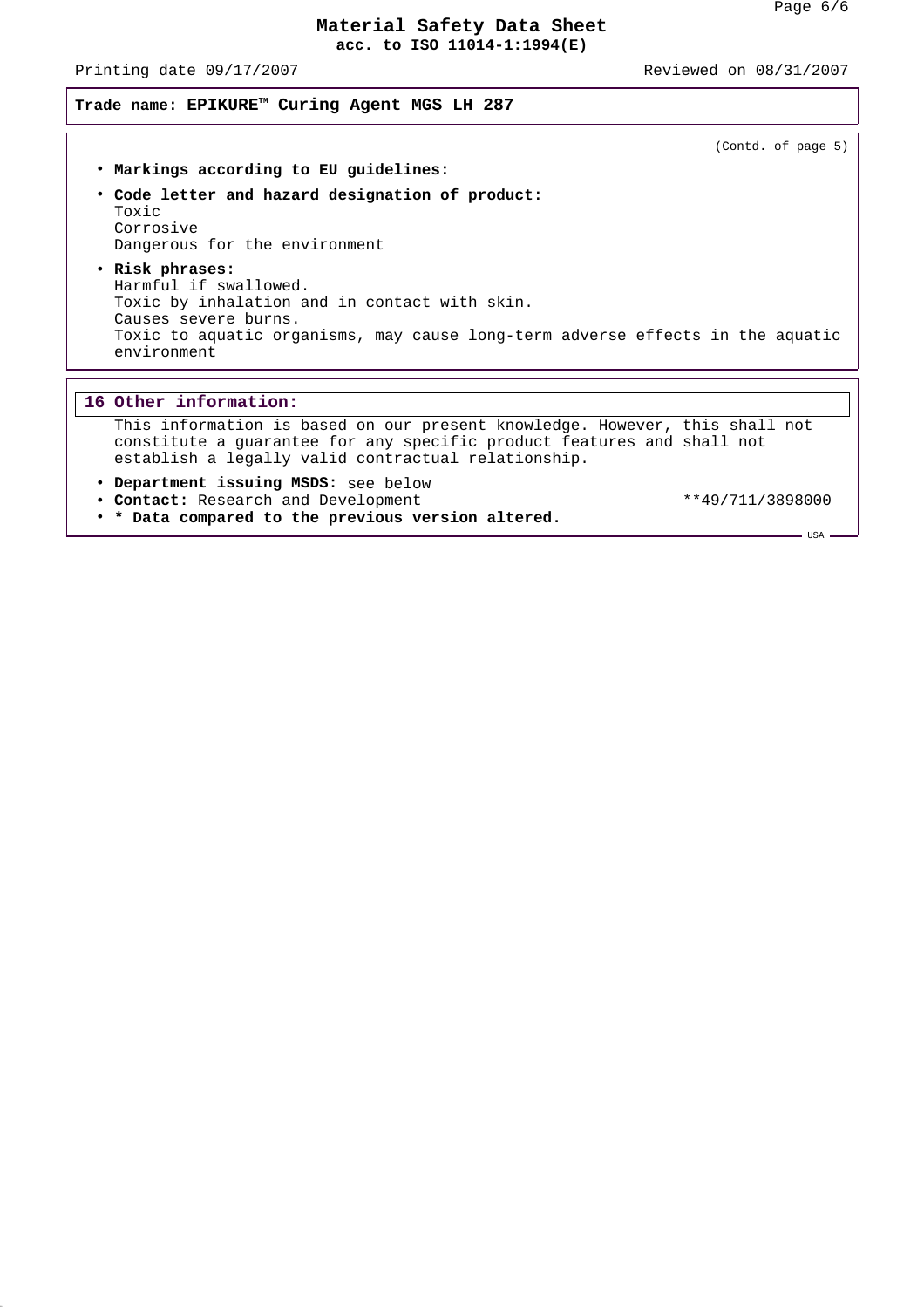Trade name: **EPIKURE™ Curing Agent MGS LH 287**

(Contd. of page 5)

- **Markings according to EU guidelines:**
- **Code letter and hazard designation of product:**
  Toxic
  Corrosive
  Dangerous for the environment
- **Risk phrases:**
  Harmful if swallowed.
  Toxic by inhalation and in contact with skin.
  Causes severe burns.
  Toxic to aquatic organisms, may cause long-term adverse effects in the aquatic environment

## 16 Other information:

This information is based on our present knowledge. However, this shall not constitute a guarantee for any specific product features and shall not establish a legally valid contractual relationship.

- **Department issuing MSDS:** see below
- **Contact:** Research and Development **49/711/3898000
- *** Data compared to the previous version altered.**